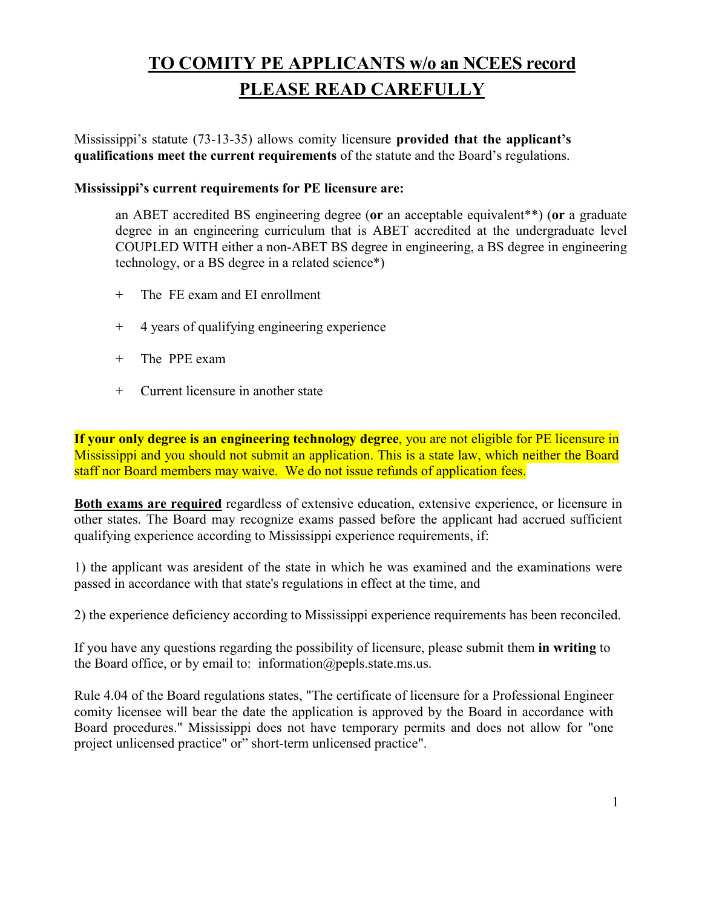# TO COMITY PE APPLICANTS w/o an NCEES record
# PLEASE READ CAREFULLY

Mississippi's statute (73-13-35) allows comity licensure **provided that the applicant's qualifications meet the current requirements** of the statute and the Board's regulations.

**Mississippi's current requirements for PE licensure are:**

> an ABET accredited BS engineering degree (**or** an acceptable equivalent**) (**or** a graduate degree in an engineering curriculum that is ABET accredited at the undergraduate level COUPLED WITH either a non-ABET BS degree in engineering, a BS degree in engineering technology, or a BS degree in a related science*)
>
> \+ The FE exam and EI enrollment
>
> \+ 4 years of qualifying engineering experience
>
> \+ The PPE exam
>
> \+ Current licensure in another state

**If your only degree is an engineering technology degree**, you are not eligible for PE licensure in Mississippi and you should not submit an application. This is a state law, which neither the Board staff nor Board members may waive. We do not issue refunds of application fees.

**Both exams are required** regardless of extensive education, extensive experience, or licensure in other states. The Board may recognize exams passed before the applicant had accrued sufficient qualifying experience according to Mississippi experience requirements, if:

1) the applicant was aresident of the state in which he was examined and the examinations were passed in accordance with that state's regulations in effect at the time, and

2) the experience deficiency according to Mississippi experience requirements has been reconciled.

If you have any questions regarding the possibility of licensure, please submit them **in writing** to the Board office, or by email to: information@pepls.state.ms.us.

Rule 4.04 of the Board regulations states, "The certificate of licensure for a Professional Engineer comity licensee will bear the date the application is approved by the Board in accordance with Board procedures." Mississippi does not have temporary permits and does not allow for "one project unlicensed practice" or" short-term unlicensed practice".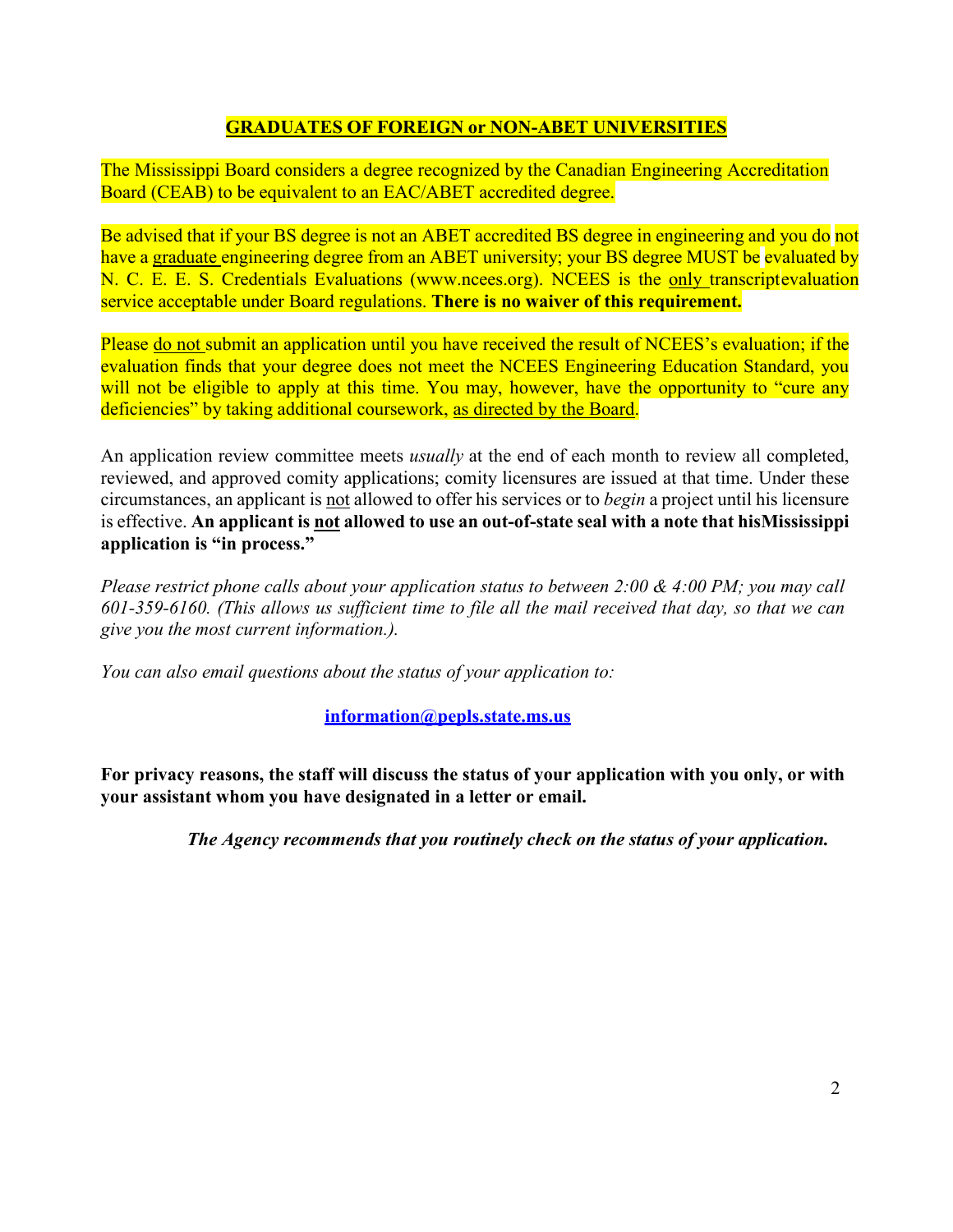## GRADUATES OF FOREIGN or NON-ABET UNIVERSITIES

The Mississippi Board considers a degree recognized by the Canadian Engineering Accreditation Board (CEAB) to be equivalent to an EAC/ABET accredited degree.

Be advised that if your BS degree is not an ABET accredited BS degree in engineering and you do not have a graduate engineering degree from an ABET university; your BS degree MUST be evaluated by N. C. E. E. S. Credentials Evaluations (www.ncees.org). NCEES is the only transcript evaluation service acceptable under Board regulations. **There is no waiver of this requirement.**

Please do not submit an application until you have received the result of NCEES's evaluation; if the evaluation finds that your degree does not meet the NCEES Engineering Education Standard, you will not be eligible to apply at this time. You may, however, have the opportunity to "cure any deficiencies" by taking additional coursework, as directed by the Board.

An application review committee meets *usually* at the end of each month to review all completed, reviewed, and approved comity applications; comity licensures are issued at that time. Under these circumstances, an applicant is not allowed to offer his services or to *begin* a project until his licensure is effective. **An applicant is not allowed to use an out-of-state seal with a note that his Mississippi application is "in process."**

*Please restrict phone calls about your application status to between 2:00 & 4:00 PM; you may call 601-359-6160. (This allows us sufficient time to file all the mail received that day, so that we can give you the most current information.).*

*You can also email questions about the status of your application to:*

**information@pepls.state.ms.us**

**For privacy reasons, the staff will discuss the status of your application with you only, or with your assistant whom you have designated in a letter or email.**

***The Agency recommends that you routinely check on the status of your application.***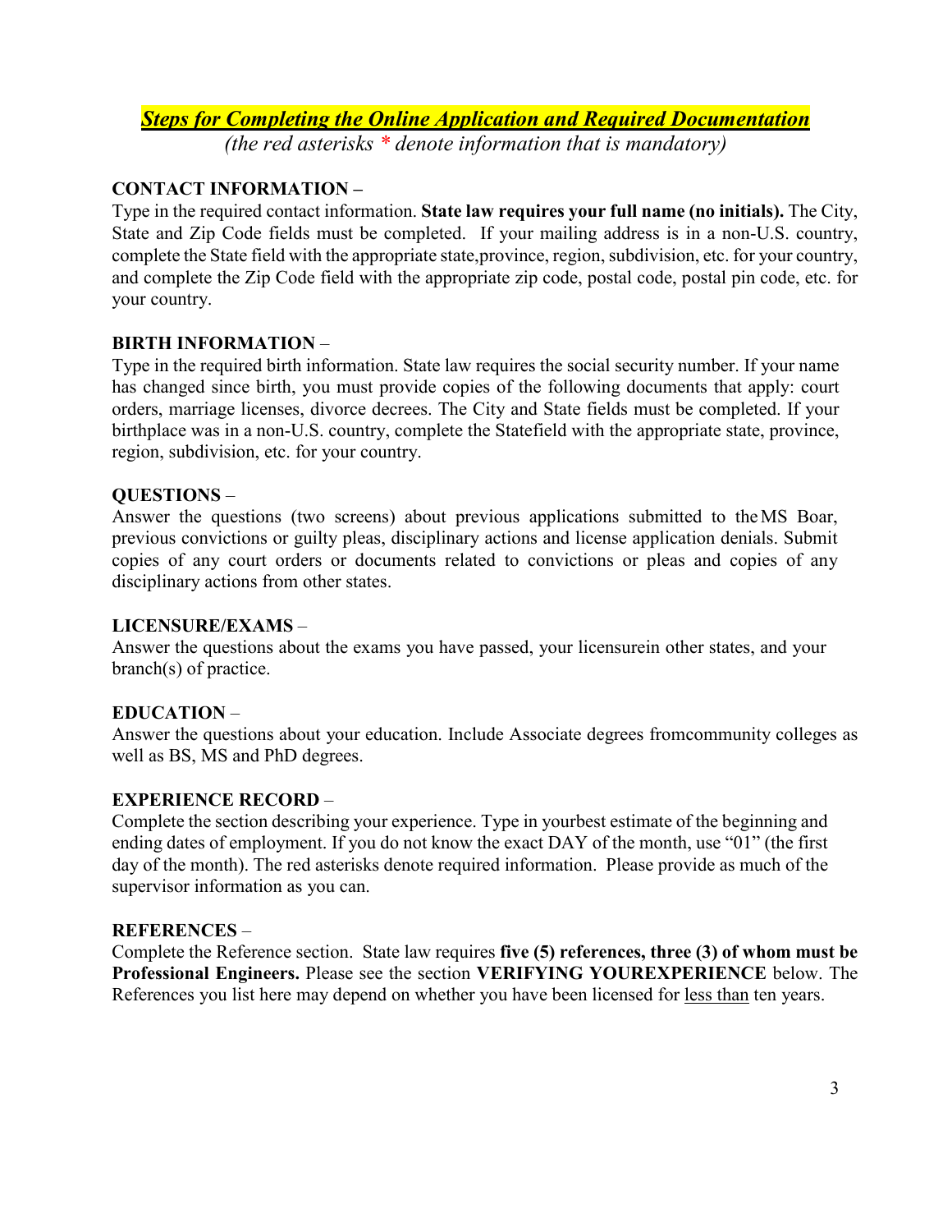## ***Steps for Completing the Online Application and Required Documentation***

*(the red asterisks * denote information that is mandatory)*

**CONTACT INFORMATION –**

Type in the required contact information. **State law requires your full name (no initials).** The City, State and Zip Code fields must be completed. If your mailing address is in a non-U.S. country, complete the State field with the appropriate state,province, region, subdivision, etc. for your country, and complete the Zip Code field with the appropriate zip code, postal code, postal pin code, etc. for your country.

**BIRTH INFORMATION** –

Type in the required birth information. State law requires the social security number. If your name has changed since birth, you must provide copies of the following documents that apply: court orders, marriage licenses, divorce decrees. The City and State fields must be completed. If your birthplace was in a non-U.S. country, complete the Statefield with the appropriate state, province, region, subdivision, etc. for your country.

**QUESTIONS** –

Answer the questions (two screens) about previous applications submitted to the MS Boar, previous convictions or guilty pleas, disciplinary actions and license application denials. Submit copies of any court orders or documents related to convictions or pleas and copies of any disciplinary actions from other states.

**LICENSURE/EXAMS** –

Answer the questions about the exams you have passed, your licensurein other states, and your branch(s) of practice.

**EDUCATION** –

Answer the questions about your education. Include Associate degrees fromcommunity colleges as well as BS, MS and PhD degrees.

**EXPERIENCE RECORD** –

Complete the section describing your experience. Type in yourbest estimate of the beginning and ending dates of employment. If you do not know the exact DAY of the month, use "01" (the first day of the month). The red asterisks denote required information. Please provide as much of the supervisor information as you can.

**REFERENCES** –

Complete the Reference section. State law requires **five (5) references, three (3) of whom must be Professional Engineers.** Please see the section **VERIFYING YOUREXPERIENCE** below. The References you list here may depend on whether you have been licensed for <u>less than</u> ten years.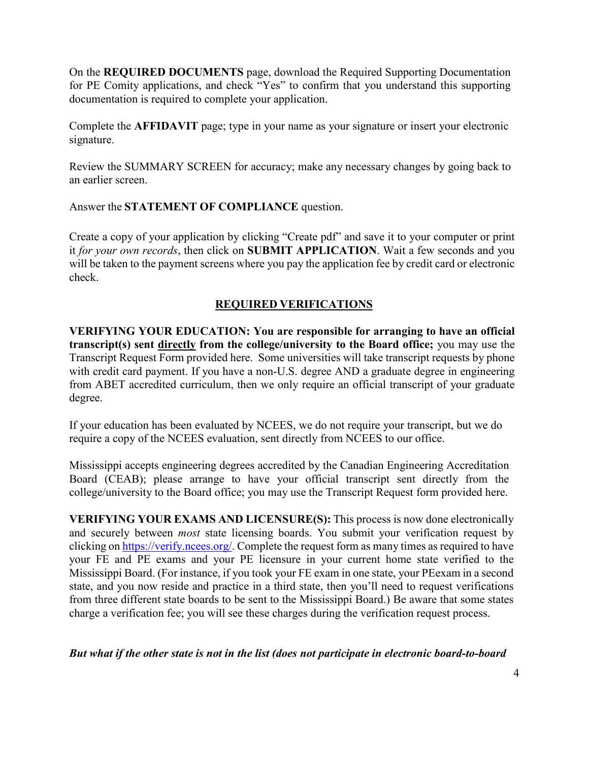On the **REQUIRED DOCUMENTS** page, download the Required Supporting Documentation for PE Comity applications, and check "Yes" to confirm that you understand this supporting documentation is required to complete your application.

Complete the **AFFIDAVIT** page; type in your name as your signature or insert your electronic signature.

Review the SUMMARY SCREEN for accuracy; make any necessary changes by going back to an earlier screen.

Answer the **STATEMENT OF COMPLIANCE** question.

Create a copy of your application by clicking "Create pdf" and save it to your computer or print it *for your own records*, then click on **SUBMIT APPLICATION**. Wait a few seconds and you will be taken to the payment screens where you pay the application fee by credit card or electronic check.

## REQUIRED VERIFICATIONS

**VERIFYING YOUR EDUCATION: You are responsible for arranging to have an official transcript(s) sent <u>directly</u> from the college/university to the Board office;** you may use the Transcript Request Form provided here. Some universities will take transcript requests by phone with credit card payment. If you have a non-U.S. degree AND a graduate degree in engineering from ABET accredited curriculum, then we only require an official transcript of your graduate degree.

If your education has been evaluated by NCEES, we do not require your transcript, but we do require a copy of the NCEES evaluation, sent directly from NCEES to our office.

Mississippi accepts engineering degrees accredited by the Canadian Engineering Accreditation Board (CEAB); please arrange to have your official transcript sent directly from the college/university to the Board office; you may use the Transcript Request form provided here.

**VERIFYING YOUR EXAMS AND LICENSURE(S):** This process is now done electronically and securely between *most* state licensing boards. You submit your verification request by clicking on https://verify.ncees.org/. Complete the request form as many times as required to have your FE and PE exams and your PE licensure in your current home state verified to the Mississippi Board. (For instance, if you took your FE exam in one state, your PEexam in a second state, and you now reside and practice in a third state, then you'll need to request verifications from three different state boards to be sent to the Mississippi Board.) Be aware that some states charge a verification fee; you will see these charges during the verification request process.

***But what if the other state is not in the list (does not participate in electronic board-to-board***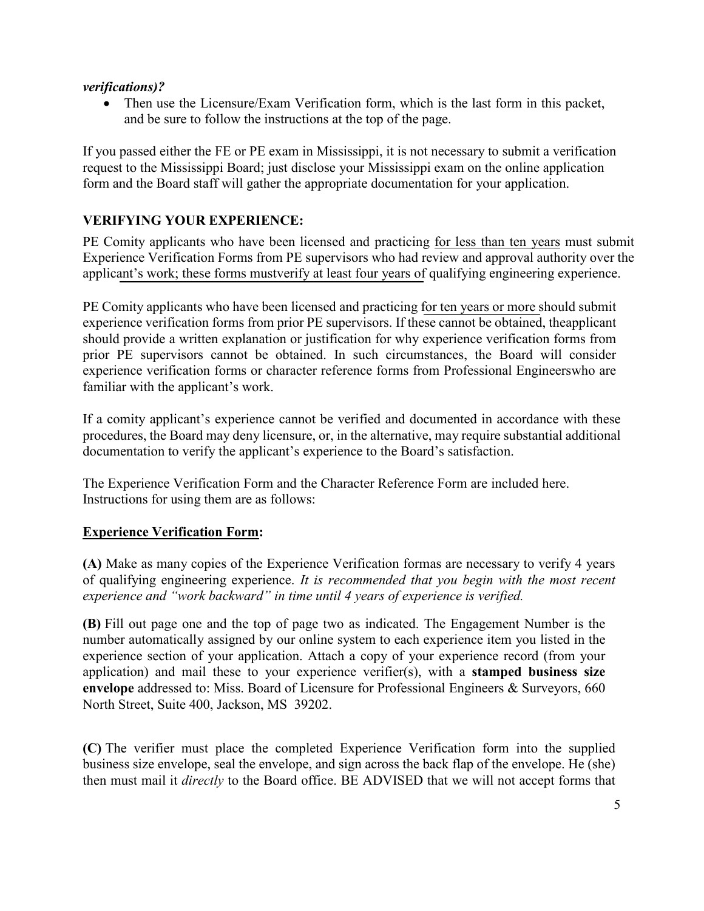***verifications)?***

- Then use the Licensure/Exam Verification form, which is the last form in this packet, and be sure to follow the instructions at the top of the page.

If you passed either the FE or PE exam in Mississippi, it is not necessary to submit a verification request to the Mississippi Board; just disclose your Mississippi exam on the online application form and the Board staff will gather the appropriate documentation for your application.

## VERIFYING YOUR EXPERIENCE:

PE Comity applicants who have been licensed and practicing for less than ten years must submit Experience Verification Forms from PE supervisors who had review and approval authority over the applicant's work; these forms mustverify at least four years of qualifying engineering experience.

PE Comity applicants who have been licensed and practicing for ten years or more should submit experience verification forms from prior PE supervisors. If these cannot be obtained, theapplicant should provide a written explanation or justification for why experience verification forms from prior PE supervisors cannot be obtained. In such circumstances, the Board will consider experience verification forms or character reference forms from Professional Engineerswho are familiar with the applicant's work.

If a comity applicant's experience cannot be verified and documented in accordance with these procedures, the Board may deny licensure, or, in the alternative, may require substantial additional documentation to verify the applicant's experience to the Board's satisfaction.

The Experience Verification Form and the Character Reference Form are included here. Instructions for using them are as follows:

### Experience Verification Form:

**(A)** Make as many copies of the Experience Verification formas are necessary to verify 4 years of qualifying engineering experience. *It is recommended that you begin with the most recent experience and "work backward" in time until 4 years of experience is verified.*

**(B)** Fill out page one and the top of page two as indicated. The Engagement Number is the number automatically assigned by our online system to each experience item you listed in the experience section of your application. Attach a copy of your experience record (from your application) and mail these to your experience verifier(s), with a **stamped business size envelope** addressed to: Miss. Board of Licensure for Professional Engineers & Surveyors, 660 North Street, Suite 400, Jackson, MS 39202.

**(C)** The verifier must place the completed Experience Verification form into the supplied business size envelope, seal the envelope, and sign across the back flap of the envelope. He (she) then must mail it *directly* to the Board office. BE ADVISED that we will not accept forms that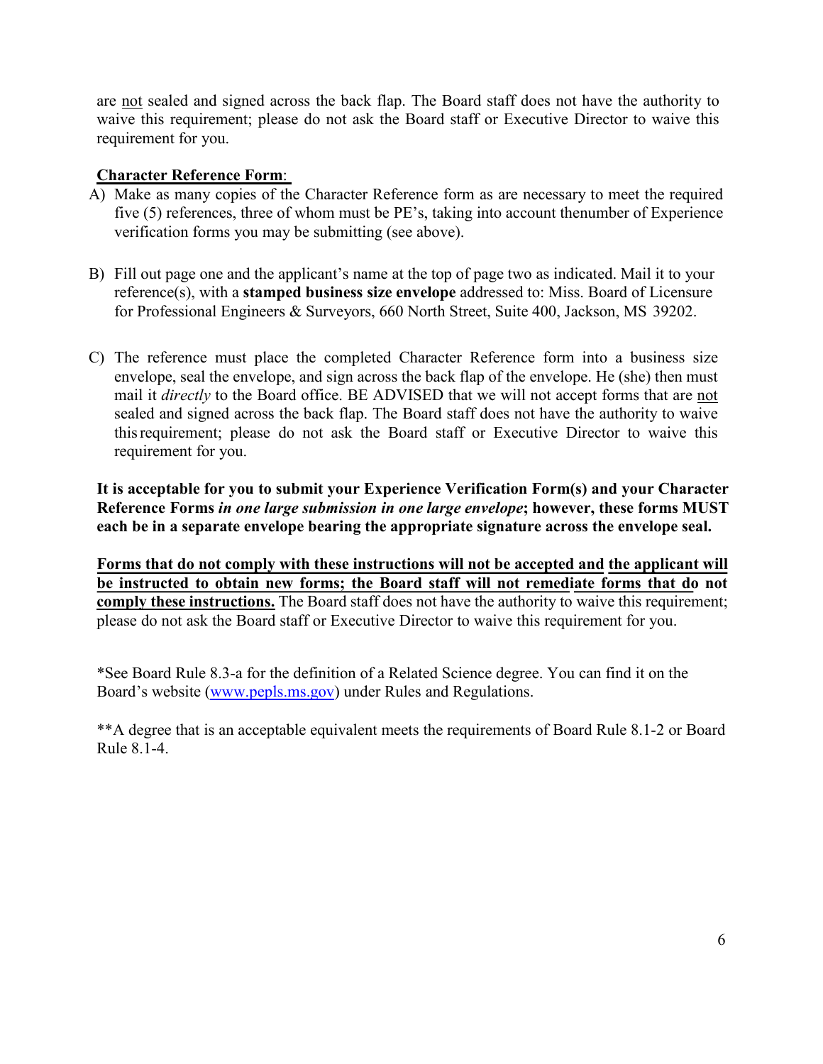are <u>not</u> sealed and signed across the back flap. The Board staff does not have the authority to waive this requirement; please do not ask the Board staff or Executive Director to waive this requirement for you.

**<u>Character Reference Form</u>**:

A) Make as many copies of the Character Reference form as are necessary to meet the required five (5) references, three of whom must be PE's, taking into account thenumber of Experience verification forms you may be submitting (see above).

B) Fill out page one and the applicant's name at the top of page two as indicated. Mail it to your reference(s), with a **stamped business size envelope** addressed to: Miss. Board of Licensure for Professional Engineers & Surveyors, 660 North Street, Suite 400, Jackson, MS 39202.

C) The reference must place the completed Character Reference form into a business size envelope, seal the envelope, and sign across the back flap of the envelope. He (she) then must mail it *directly* to the Board office. BE ADVISED that we will not accept forms that are <u>not</u> sealed and signed across the back flap. The Board staff does not have the authority to waive this requirement; please do not ask the Board staff or Executive Director to waive this requirement for you.

**It is acceptable for you to submit your Experience Verification Form(s) and your Character Reference Forms *in one large submission in one large envelope*; however, these forms MUST each be in a separate envelope bearing the appropriate signature across the envelope seal.**

**<u>Forms that do not comply with these instructions will not be accepted and the applicant will be instructed to obtain new forms; the Board staff will not remediate forms that do not comply these instructions.</u>** The Board staff does not have the authority to waive this requirement; please do not ask the Board staff or Executive Director to waive this requirement for you.

*See Board Rule 8.3-a for the definition of a Related Science degree. You can find it on the Board's website ([www.pepls.ms.gov](www.pepls.ms.gov)) under Rules and Regulations.

**A degree that is an acceptable equivalent meets the requirements of Board Rule 8.1-2 or Board Rule 8.1-4.